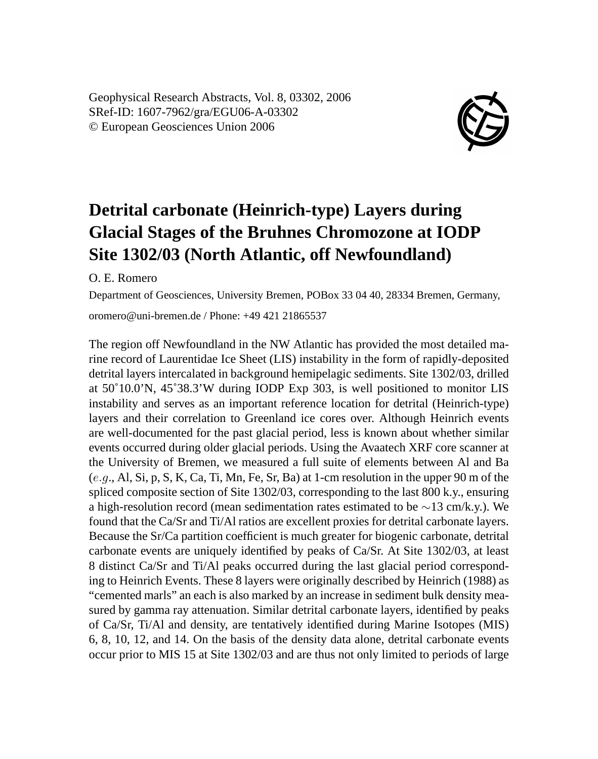Geophysical Research Abstracts, Vol. 8, 03302, 2006
SRef-ID: 1607-7962/gra/EGU06-A-03302
© European Geosciences Union 2006

# Detrital carbonate (Heinrich-type) Layers during Glacial Stages of the Bruhnes Chromozone at IODP Site 1302/03 (North Atlantic, off Newfoundland)

O. E. Romero

Department of Geosciences, University Bremen, POBox 33 04 40, 28334 Bremen, Germany, oromero@uni-bremen.de / Phone: +49 421 21865537

The region off Newfoundland in the NW Atlantic has provided the most detailed marine record of Laurentidae Ice Sheet (LIS) instability in the form of rapidly-deposited detrital layers intercalated in background hemipelagic sediments. Site 1302/03, drilled at 50˚10.0'N, 45˚38.3'W during IODP Exp 303, is well positioned to monitor LIS instability and serves as an important reference location for detrital (Heinrich-type) layers and their correlation to Greenland ice cores over. Although Heinrich events are well-documented for the past glacial period, less is known about whether similar events occurred during older glacial periods. Using the Avaatech XRF core scanner at the University of Bremen, we measured a full suite of elements between Al and Ba (*e.g.*, Al, Si, p, S, K, Ca, Ti, Mn, Fe, Sr, Ba) at 1-cm resolution in the upper 90 m of the spliced composite section of Site 1302/03, corresponding to the last 800 k.y., ensuring a high-resolution record (mean sedimentation rates estimated to be $\sim$13 cm/k.y.). We found that the Ca/Sr and Ti/Al ratios are excellent proxies for detrital carbonate layers. Because the Sr/Ca partition coefficient is much greater for biogenic carbonate, detrital carbonate events are uniquely identified by peaks of Ca/Sr. At Site 1302/03, at least 8 distinct Ca/Sr and Ti/Al peaks occurred during the last glacial period corresponding to Heinrich Events. These 8 layers were originally described by Heinrich (1988) as "cemented marls" an each is also marked by an increase in sediment bulk density measured by gamma ray attenuation. Similar detrital carbonate layers, identified by peaks of Ca/Sr, Ti/Al and density, are tentatively identified during Marine Isotopes (MIS) 6, 8, 10, 12, and 14. On the basis of the density data alone, detrital carbonate events occur prior to MIS 15 at Site 1302/03 and are thus not only limited to periods of large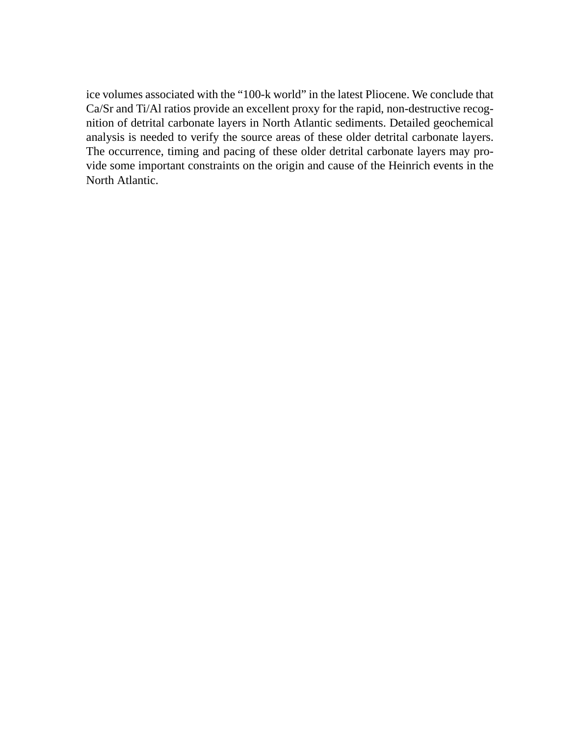ice volumes associated with the "100-k world" in the latest Pliocene. We conclude that Ca/Sr and Ti/Al ratios provide an excellent proxy for the rapid, non-destructive recognition of detrital carbonate layers in North Atlantic sediments. Detailed geochemical analysis is needed to verify the source areas of these older detrital carbonate layers. The occurrence, timing and pacing of these older detrital carbonate layers may provide some important constraints on the origin and cause of the Heinrich events in the North Atlantic.